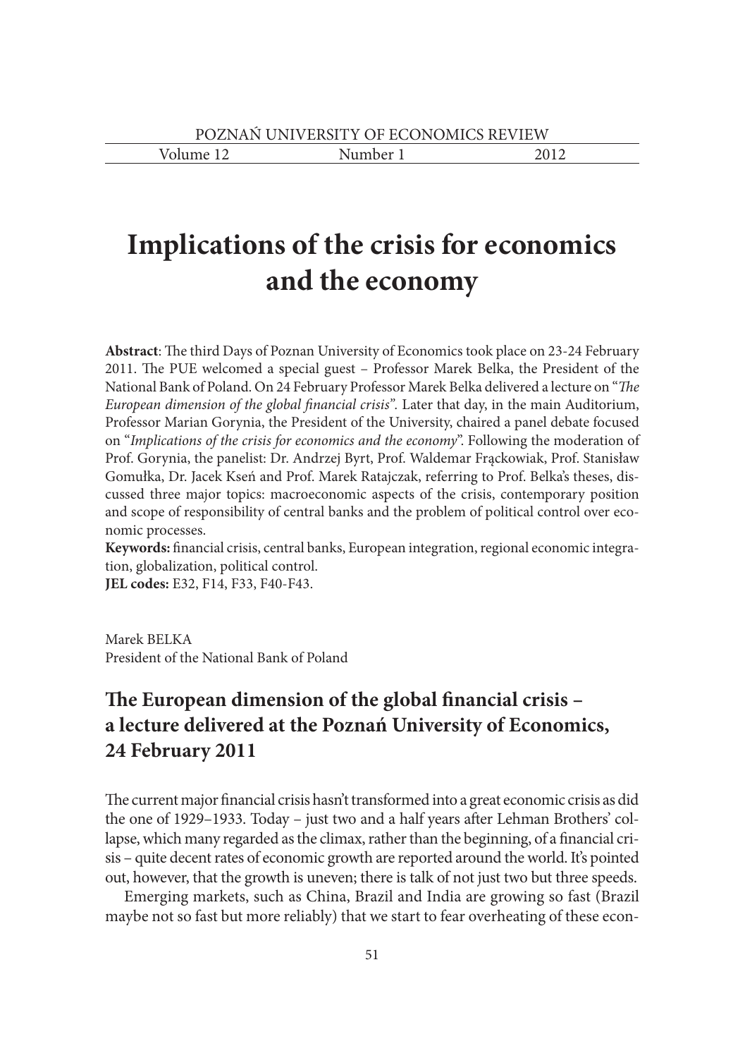# Implications of the crisis for economics and the economy

**Abstract**: The third Days of Poznan University of Economics took place on 23-24 February 2011. The PUE welcomed a special guest – Professor Marek Belka, the President of the National Bank of Poland. On 24 February Professor Marek Belka delivered a lecture on "*The European dimension of the global financial crisis*". Later that day, in the main Auditorium, Professor Marian Gorynia, the President of the University, chaired a panel debate focused on "*Implications of the crisis for economics and the economy*". Following the moderation of Prof. Gorynia, the panelist: Dr. Andrzej Byrt, Prof. Waldemar Frąckowiak, Prof. Stanisław Gomułka, Dr. Jacek Kseń and Prof. Marek Ratajczak, referring to Prof. Belka's theses, discussed three major topics: macroeconomic aspects of the crisis, contemporary position and scope of responsibility of central banks and the problem of political control over economic processes.

**Keywords:** financial crisis, central banks, European integration, regional economic integration, globalization, political control.

**JEL codes:** E32, F14, F33, F40-F43.

Marek BELKA
President of the National Bank of Poland

## The European dimension of the global financial crisis – a lecture delivered at the Poznań University of Economics, 24 February 2011

The current major financial crisis hasn't transformed into a great economic crisis as did the one of 1929–1933. Today – just two and a half years after Lehman Brothers' collapse, which many regarded as the climax, rather than the beginning, of a financial crisis – quite decent rates of economic growth are reported around the world. It's pointed out, however, that the growth is uneven; there is talk of not just two but three speeds.

Emerging markets, such as China, Brazil and India are growing so fast (Brazil maybe not so fast but more reliably) that we start to fear overheating of these econ-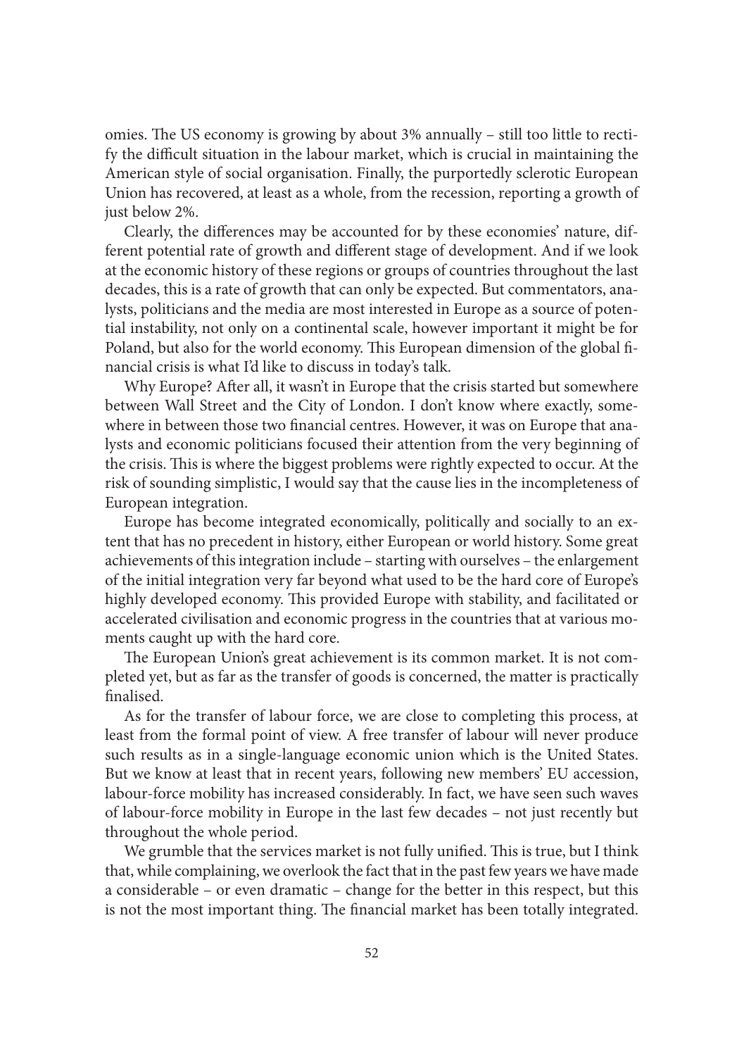omies. The US economy is growing by about 3% annually – still too little to rectify the difficult situation in the labour market, which is crucial in maintaining the American style of social organisation. Finally, the purportedly sclerotic European Union has recovered, at least as a whole, from the recession, reporting a growth of just below 2%.

Clearly, the differences may be accounted for by these economies' nature, different potential rate of growth and different stage of development. And if we look at the economic history of these regions or groups of countries throughout the last decades, this is a rate of growth that can only be expected. But commentators, analysts, politicians and the media are most interested in Europe as a source of potential instability, not only on a continental scale, however important it might be for Poland, but also for the world economy. This European dimension of the global financial crisis is what I'd like to discuss in today's talk.

Why Europe? After all, it wasn't in Europe that the crisis started but somewhere between Wall Street and the City of London. I don't know where exactly, somewhere in between those two financial centres. However, it was on Europe that analysts and economic politicians focused their attention from the very beginning of the crisis. This is where the biggest problems were rightly expected to occur. At the risk of sounding simplistic, I would say that the cause lies in the incompleteness of European integration.

Europe has become integrated economically, politically and socially to an extent that has no precedent in history, either European or world history. Some great achievements of this integration include – starting with ourselves – the enlargement of the initial integration very far beyond what used to be the hard core of Europe's highly developed economy. This provided Europe with stability, and facilitated or accelerated civilisation and economic progress in the countries that at various moments caught up with the hard core.

The European Union's great achievement is its common market. It is not completed yet, but as far as the transfer of goods is concerned, the matter is practically finalised.

As for the transfer of labour force, we are close to completing this process, at least from the formal point of view. A free transfer of labour will never produce such results as in a single-language economic union which is the United States. But we know at least that in recent years, following new members' EU accession, labour-force mobility has increased considerably. In fact, we have seen such waves of labour-force mobility in Europe in the last few decades – not just recently but throughout the whole period.

We grumble that the services market is not fully unified. This is true, but I think that, while complaining, we overlook the fact that in the past few years we have made a considerable – or even dramatic – change for the better in this respect, but this is not the most important thing. The financial market has been totally integrated.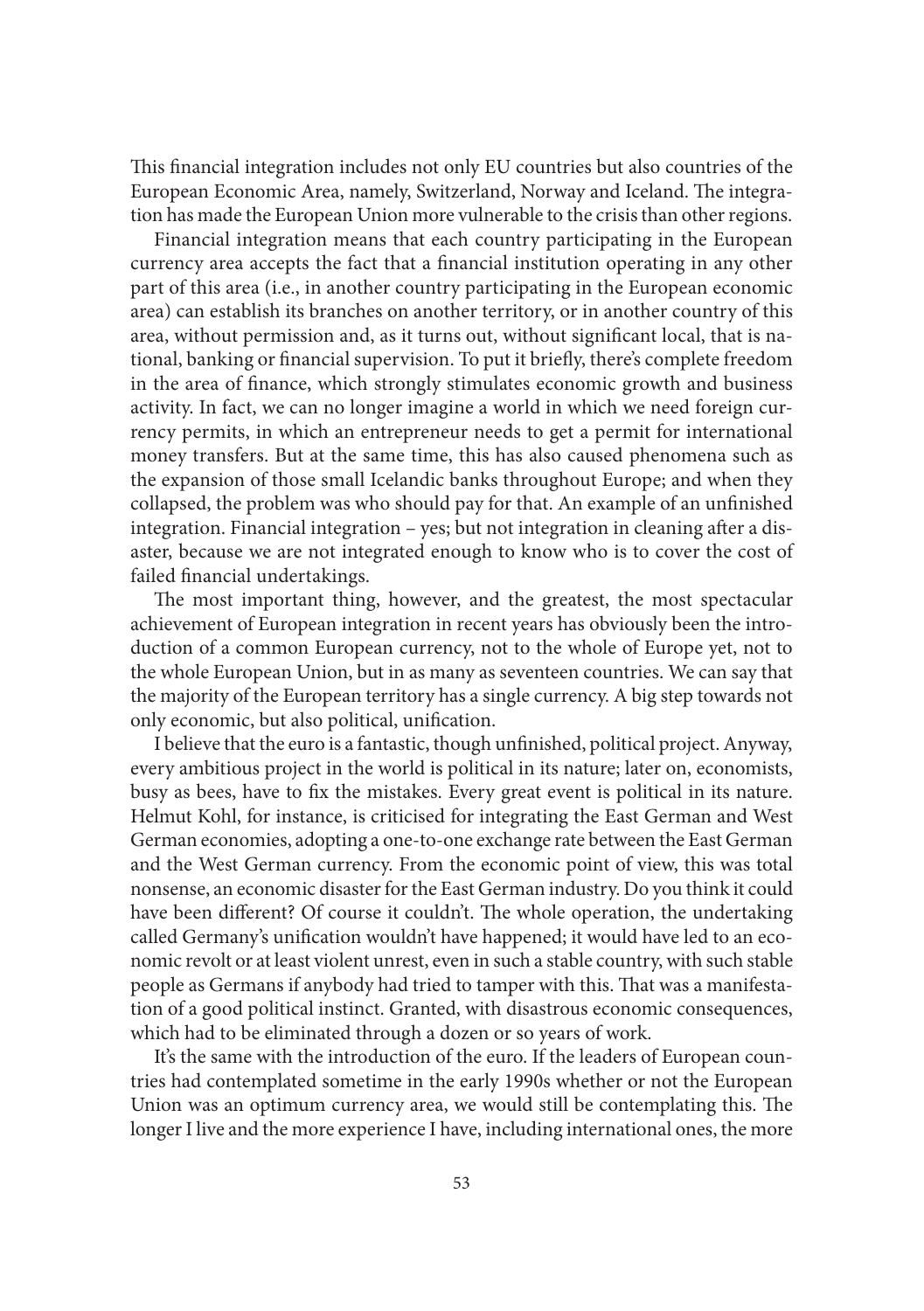This financial integration includes not only EU countries but also countries of the European Economic Area, namely, Switzerland, Norway and Iceland. The integration has made the European Union more vulnerable to the crisis than other regions.

Financial integration means that each country participating in the European currency area accepts the fact that a financial institution operating in any other part of this area (i.e., in another country participating in the European economic area) can establish its branches on another territory, or in another country of this area, without permission and, as it turns out, without significant local, that is national, banking or financial supervision. To put it briefly, there's complete freedom in the area of finance, which strongly stimulates economic growth and business activity. In fact, we can no longer imagine a world in which we need foreign currency permits, in which an entrepreneur needs to get a permit for international money transfers. But at the same time, this has also caused phenomena such as the expansion of those small Icelandic banks throughout Europe; and when they collapsed, the problem was who should pay for that. An example of an unfinished integration. Financial integration – yes; but not integration in cleaning after a disaster, because we are not integrated enough to know who is to cover the cost of failed financial undertakings.

The most important thing, however, and the greatest, the most spectacular achievement of European integration in recent years has obviously been the introduction of a common European currency, not to the whole of Europe yet, not to the whole European Union, but in as many as seventeen countries. We can say that the majority of the European territory has a single currency. A big step towards not only economic, but also political, unification.

I believe that the euro is a fantastic, though unfinished, political project. Anyway, every ambitious project in the world is political in its nature; later on, economists, busy as bees, have to fix the mistakes. Every great event is political in its nature. Helmut Kohl, for instance, is criticised for integrating the East German and West German economies, adopting a one-to-one exchange rate between the East German and the West German currency. From the economic point of view, this was total nonsense, an economic disaster for the East German industry. Do you think it could have been different? Of course it couldn't. The whole operation, the undertaking called Germany's unification wouldn't have happened; it would have led to an economic revolt or at least violent unrest, even in such a stable country, with such stable people as Germans if anybody had tried to tamper with this. That was a manifestation of a good political instinct. Granted, with disastrous economic consequences, which had to be eliminated through a dozen or so years of work.

It's the same with the introduction of the euro. If the leaders of European countries had contemplated sometime in the early 1990s whether or not the European Union was an optimum currency area, we would still be contemplating this. The longer I live and the more experience I have, including international ones, the more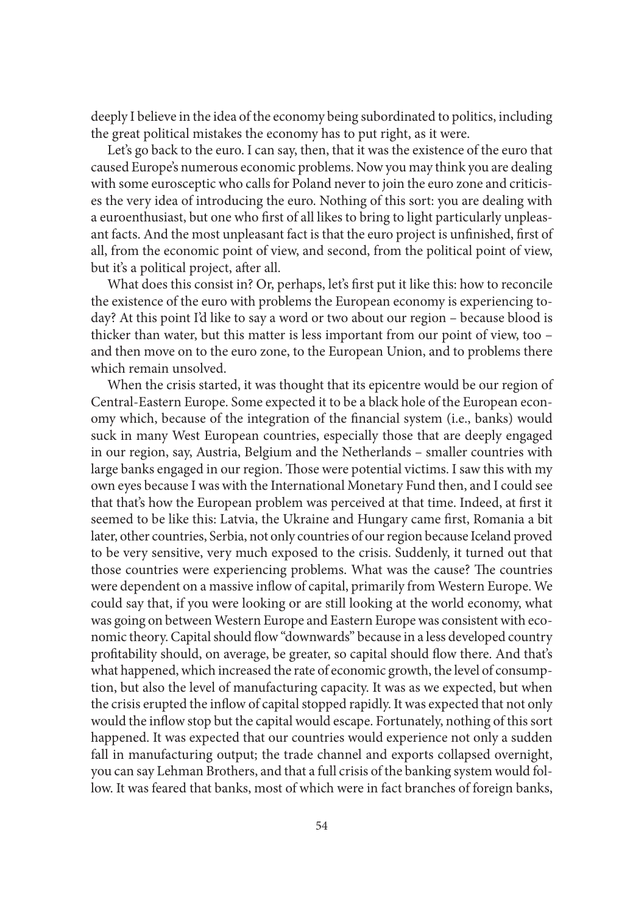deeply I believe in the idea of the economy being subordinated to politics, including the great political mistakes the economy has to put right, as it were.

Let's go back to the euro. I can say, then, that it was the existence of the euro that caused Europe's numerous economic problems. Now you may think you are dealing with some eurosceptic who calls for Poland never to join the euro zone and criticises the very idea of introducing the euro. Nothing of this sort: you are dealing with a euroenthusiast, but one who first of all likes to bring to light particularly unpleasant facts. And the most unpleasant fact is that the euro project is unfinished, first of all, from the economic point of view, and second, from the political point of view, but it's a political project, after all.

What does this consist in? Or, perhaps, let's first put it like this: how to reconcile the existence of the euro with problems the European economy is experiencing today? At this point I'd like to say a word or two about our region – because blood is thicker than water, but this matter is less important from our point of view, too – and then move on to the euro zone, to the European Union, and to problems there which remain unsolved.

When the crisis started, it was thought that its epicentre would be our region of Central-Eastern Europe. Some expected it to be a black hole of the European economy which, because of the integration of the financial system (i.e., banks) would suck in many West European countries, especially those that are deeply engaged in our region, say, Austria, Belgium and the Netherlands – smaller countries with large banks engaged in our region. Those were potential victims. I saw this with my own eyes because I was with the International Monetary Fund then, and I could see that that's how the European problem was perceived at that time. Indeed, at first it seemed to be like this: Latvia, the Ukraine and Hungary came first, Romania a bit later, other countries, Serbia, not only countries of our region because Iceland proved to be very sensitive, very much exposed to the crisis. Suddenly, it turned out that those countries were experiencing problems. What was the cause? The countries were dependent on a massive inflow of capital, primarily from Western Europe. We could say that, if you were looking or are still looking at the world economy, what was going on between Western Europe and Eastern Europe was consistent with economic theory. Capital should flow "downwards" because in a less developed country profitability should, on average, be greater, so capital should flow there. And that's what happened, which increased the rate of economic growth, the level of consumption, but also the level of manufacturing capacity. It was as we expected, but when the crisis erupted the inflow of capital stopped rapidly. It was expected that not only would the inflow stop but the capital would escape. Fortunately, nothing of this sort happened. It was expected that our countries would experience not only a sudden fall in manufacturing output; the trade channel and exports collapsed overnight, you can say Lehman Brothers, and that a full crisis of the banking system would follow. It was feared that banks, most of which were in fact branches of foreign banks,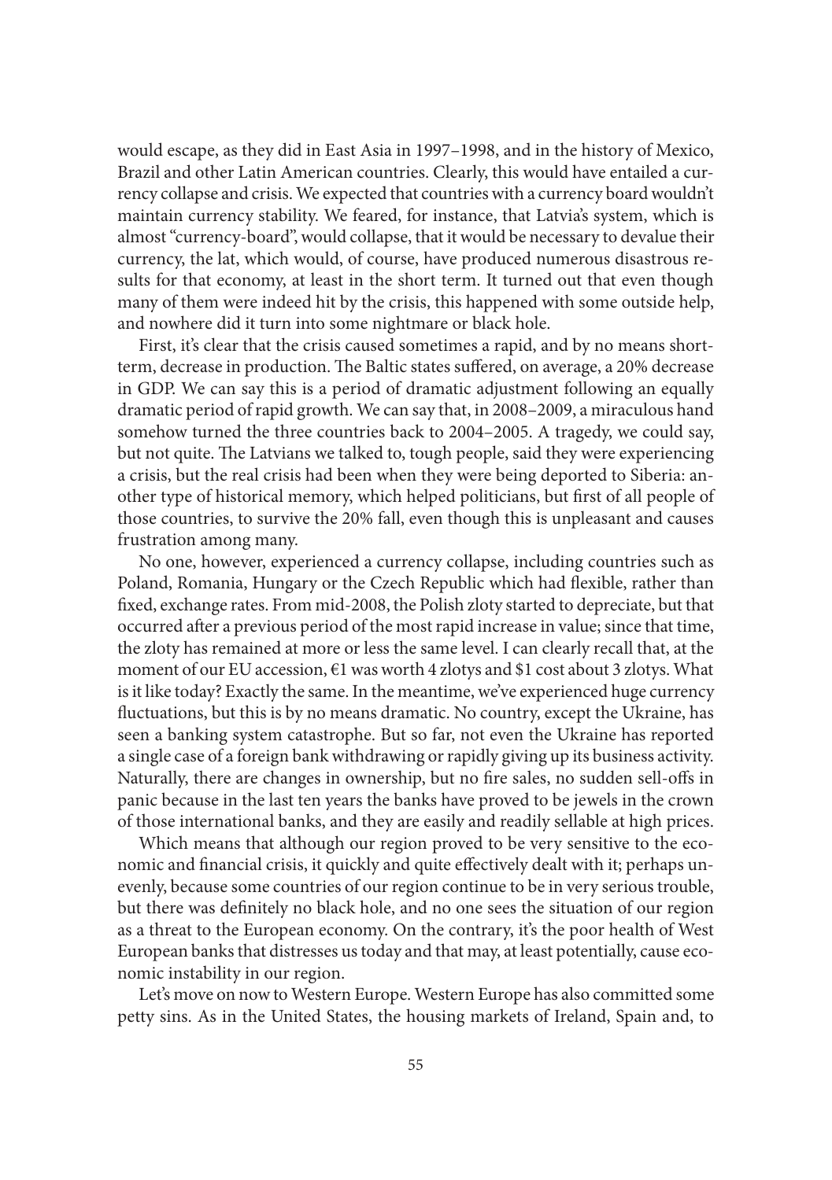would escape, as they did in East Asia in 1997–1998, and in the history of Mexico, Brazil and other Latin American countries. Clearly, this would have entailed a currency collapse and crisis. We expected that countries with a currency board wouldn't maintain currency stability. We feared, for instance, that Latvia's system, which is almost "currency-board", would collapse, that it would be necessary to devalue their currency, the lat, which would, of course, have produced numerous disastrous results for that economy, at least in the short term. It turned out that even though many of them were indeed hit by the crisis, this happened with some outside help, and nowhere did it turn into some nightmare or black hole.

First, it's clear that the crisis caused sometimes a rapid, and by no means short-term, decrease in production. The Baltic states suffered, on average, a 20% decrease in GDP. We can say this is a period of dramatic adjustment following an equally dramatic period of rapid growth. We can say that, in 2008–2009, a miraculous hand somehow turned the three countries back to 2004–2005. A tragedy, we could say, but not quite. The Latvians we talked to, tough people, said they were experiencing a crisis, but the real crisis had been when they were being deported to Siberia: another type of historical memory, which helped politicians, but first of all people of those countries, to survive the 20% fall, even though this is unpleasant and causes frustration among many.

No one, however, experienced a currency collapse, including countries such as Poland, Romania, Hungary or the Czech Republic which had flexible, rather than fixed, exchange rates. From mid-2008, the Polish zloty started to depreciate, but that occurred after a previous period of the most rapid increase in value; since that time, the zloty has remained at more or less the same level. I can clearly recall that, at the moment of our EU accession, €1 was worth 4 zlotys and $1 cost about 3 zlotys. What is it like today? Exactly the same. In the meantime, we've experienced huge currency fluctuations, but this is by no means dramatic. No country, except the Ukraine, has seen a banking system catastrophe. But so far, not even the Ukraine has reported a single case of a foreign bank withdrawing or rapidly giving up its business activity. Naturally, there are changes in ownership, but no fire sales, no sudden sell-offs in panic because in the last ten years the banks have proved to be jewels in the crown of those international banks, and they are easily and readily sellable at high prices.

Which means that although our region proved to be very sensitive to the economic and financial crisis, it quickly and quite effectively dealt with it; perhaps unevenly, because some countries of our region continue to be in very serious trouble, but there was definitely no black hole, and no one sees the situation of our region as a threat to the European economy. On the contrary, it's the poor health of West European banks that distresses us today and that may, at least potentially, cause economic instability in our region.

Let's move on now to Western Europe. Western Europe has also committed some petty sins. As in the United States, the housing markets of Ireland, Spain and, to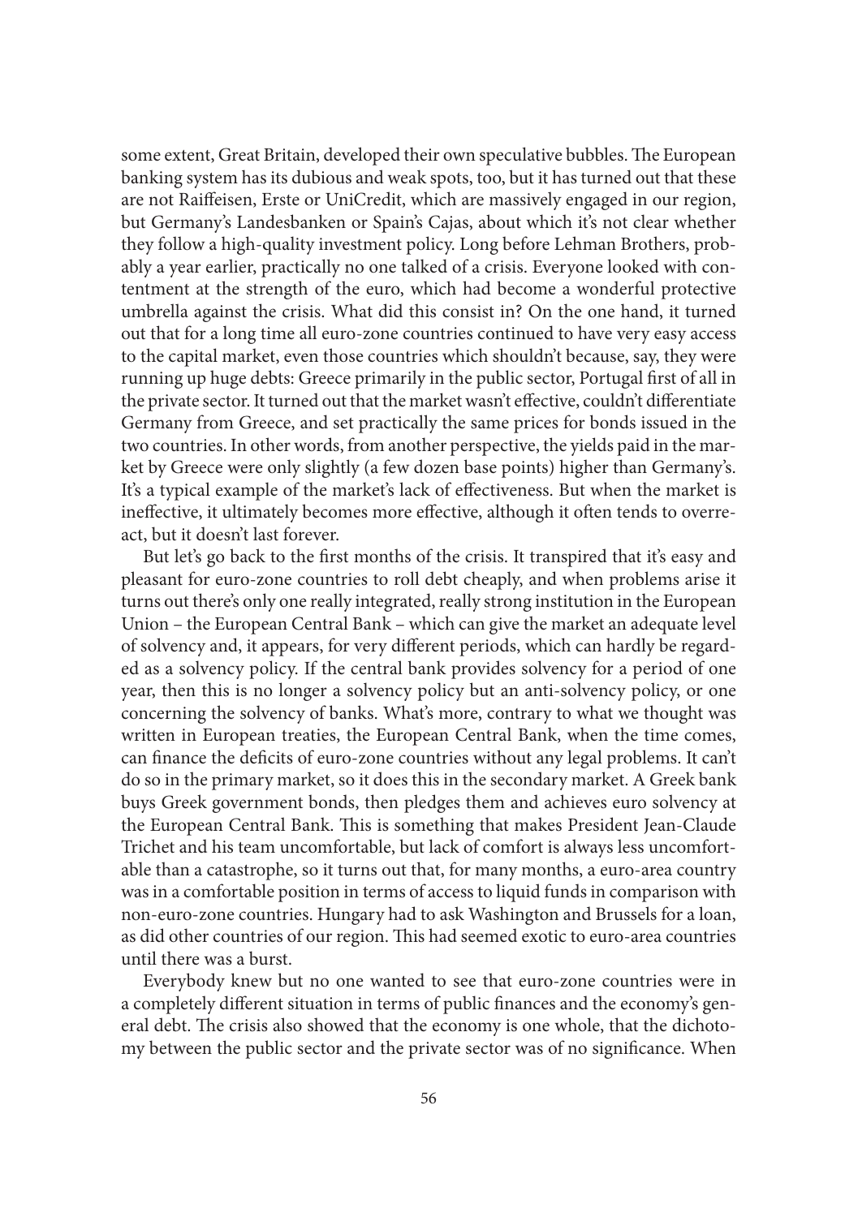some extent, Great Britain, developed their own speculative bubbles. The European banking system has its dubious and weak spots, too, but it has turned out that these are not Raiffeisen, Erste or UniCredit, which are massively engaged in our region, but Germany's Landesbanken or Spain's Cajas, about which it's not clear whether they follow a high-quality investment policy. Long before Lehman Brothers, probably a year earlier, practically no one talked of a crisis. Everyone looked with contentment at the strength of the euro, which had become a wonderful protective umbrella against the crisis. What did this consist in? On the one hand, it turned out that for a long time all euro-zone countries continued to have very easy access to the capital market, even those countries which shouldn't because, say, they were running up huge debts: Greece primarily in the public sector, Portugal first of all in the private sector. It turned out that the market wasn't effective, couldn't differentiate Germany from Greece, and set practically the same prices for bonds issued in the two countries. In other words, from another perspective, the yields paid in the market by Greece were only slightly (a few dozen base points) higher than Germany's. It's a typical example of the market's lack of effectiveness. But when the market is ineffective, it ultimately becomes more effective, although it often tends to overreact, but it doesn't last forever.

But let's go back to the first months of the crisis. It transpired that it's easy and pleasant for euro-zone countries to roll debt cheaply, and when problems arise it turns out there's only one really integrated, really strong institution in the European Union – the European Central Bank – which can give the market an adequate level of solvency and, it appears, for very different periods, which can hardly be regarded as a solvency policy. If the central bank provides solvency for a period of one year, then this is no longer a solvency policy but an anti-solvency policy, or one concerning the solvency of banks. What's more, contrary to what we thought was written in European treaties, the European Central Bank, when the time comes, can finance the deficits of euro-zone countries without any legal problems. It can't do so in the primary market, so it does this in the secondary market. A Greek bank buys Greek government bonds, then pledges them and achieves euro solvency at the European Central Bank. This is something that makes President Jean-Claude Trichet and his team uncomfortable, but lack of comfort is always less uncomfortable than a catastrophe, so it turns out that, for many months, a euro-area country was in a comfortable position in terms of access to liquid funds in comparison with non-euro-zone countries. Hungary had to ask Washington and Brussels for a loan, as did other countries of our region. This had seemed exotic to euro-area countries until there was a burst.

Everybody knew but no one wanted to see that euro-zone countries were in a completely different situation in terms of public finances and the economy's general debt. The crisis also showed that the economy is one whole, that the dichotomy between the public sector and the private sector was of no significance. When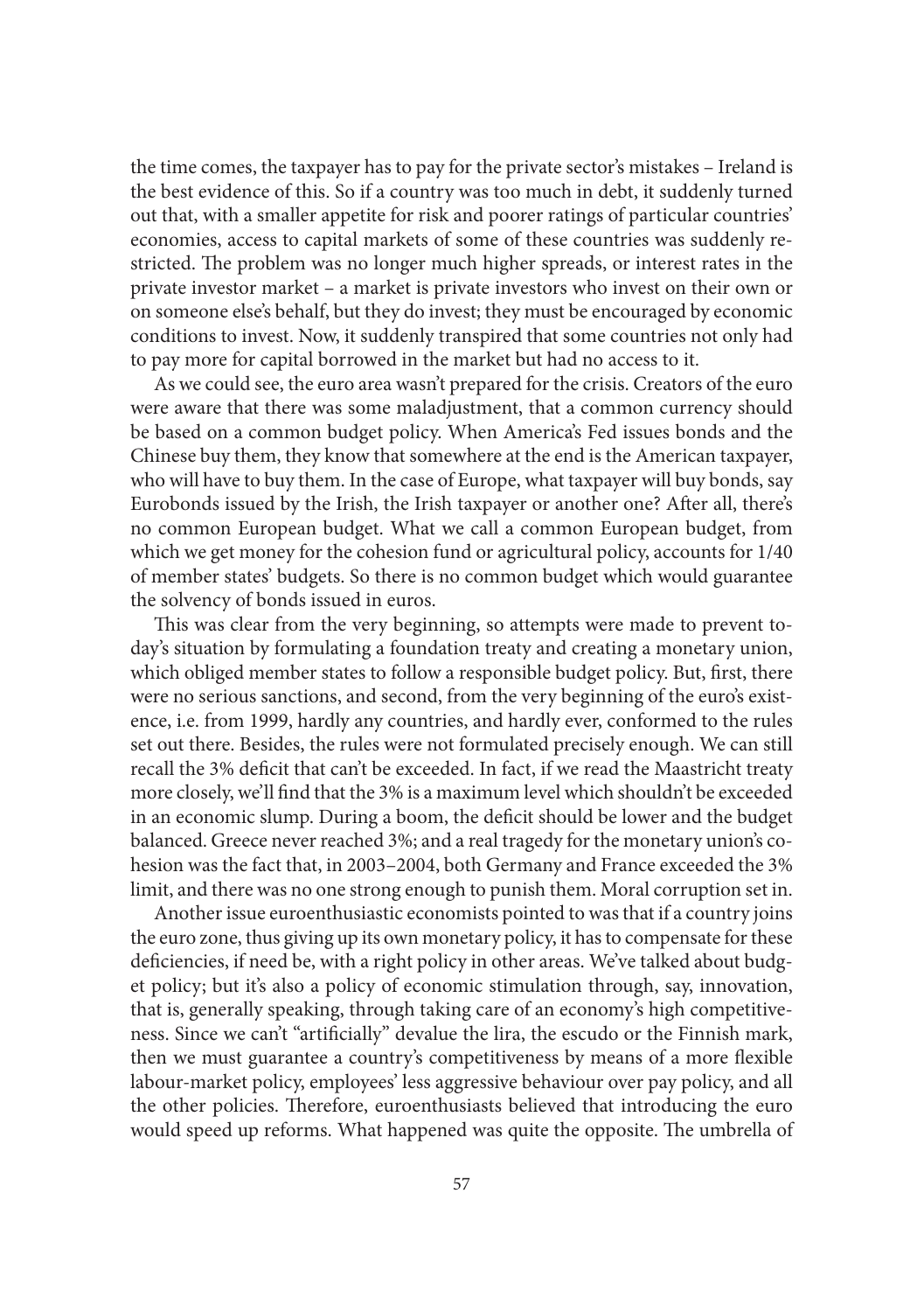the time comes, the taxpayer has to pay for the private sector's mistakes – Ireland is the best evidence of this. So if a country was too much in debt, it suddenly turned out that, with a smaller appetite for risk and poorer ratings of particular countries' economies, access to capital markets of some of these countries was suddenly restricted. The problem was no longer much higher spreads, or interest rates in the private investor market – a market is private investors who invest on their own or on someone else's behalf, but they do invest; they must be encouraged by economic conditions to invest. Now, it suddenly transpired that some countries not only had to pay more for capital borrowed in the market but had no access to it.

As we could see, the euro area wasn't prepared for the crisis. Creators of the euro were aware that there was some maladjustment, that a common currency should be based on a common budget policy. When America's Fed issues bonds and the Chinese buy them, they know that somewhere at the end is the American taxpayer, who will have to buy them. In the case of Europe, what taxpayer will buy bonds, say Eurobonds issued by the Irish, the Irish taxpayer or another one? After all, there's no common European budget. What we call a common European budget, from which we get money for the cohesion fund or agricultural policy, accounts for 1/40 of member states' budgets. So there is no common budget which would guarantee the solvency of bonds issued in euros.

This was clear from the very beginning, so attempts were made to prevent today's situation by formulating a foundation treaty and creating a monetary union, which obliged member states to follow a responsible budget policy. But, first, there were no serious sanctions, and second, from the very beginning of the euro's existence, i.e. from 1999, hardly any countries, and hardly ever, conformed to the rules set out there. Besides, the rules were not formulated precisely enough. We can still recall the 3% deficit that can't be exceeded. In fact, if we read the Maastricht treaty more closely, we'll find that the 3% is a maximum level which shouldn't be exceeded in an economic slump. During a boom, the deficit should be lower and the budget balanced. Greece never reached 3%; and a real tragedy for the monetary union's cohesion was the fact that, in 2003–2004, both Germany and France exceeded the 3% limit, and there was no one strong enough to punish them. Moral corruption set in.

Another issue euroenthusiastic economists pointed to was that if a country joins the euro zone, thus giving up its own monetary policy, it has to compensate for these deficiencies, if need be, with a right policy in other areas. We've talked about budget policy; but it's also a policy of economic stimulation through, say, innovation, that is, generally speaking, through taking care of an economy's high competitiveness. Since we can't "artificially" devalue the lira, the escudo or the Finnish mark, then we must guarantee a country's competitiveness by means of a more flexible labour-market policy, employees' less aggressive behaviour over pay policy, and all the other policies. Therefore, euroenthusiasts believed that introducing the euro would speed up reforms. What happened was quite the opposite. The umbrella of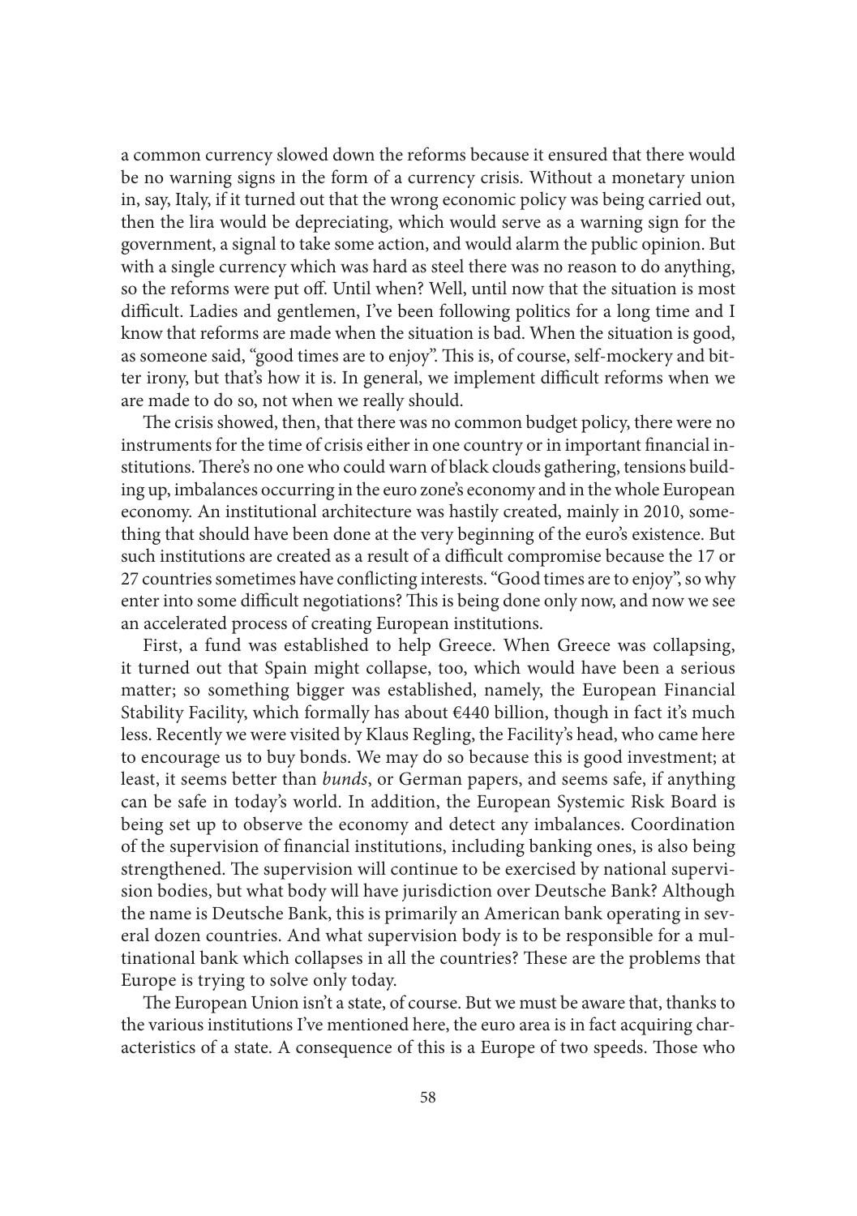a common currency slowed down the reforms because it ensured that there would be no warning signs in the form of a currency crisis. Without a monetary union in, say, Italy, if it turned out that the wrong economic policy was being carried out, then the lira would be depreciating, which would serve as a warning sign for the government, a signal to take some action, and would alarm the public opinion. But with a single currency which was hard as steel there was no reason to do anything, so the reforms were put off. Until when? Well, until now that the situation is most difficult. Ladies and gentlemen, I've been following politics for a long time and I know that reforms are made when the situation is bad. When the situation is good, as someone said, "good times are to enjoy". This is, of course, self-mockery and bitter irony, but that's how it is. In general, we implement difficult reforms when we are made to do so, not when we really should.

The crisis showed, then, that there was no common budget policy, there were no instruments for the time of crisis either in one country or in important financial institutions. There's no one who could warn of black clouds gathering, tensions building up, imbalances occurring in the euro zone's economy and in the whole European economy. An institutional architecture was hastily created, mainly in 2010, something that should have been done at the very beginning of the euro's existence. But such institutions are created as a result of a difficult compromise because the 17 or 27 countries sometimes have conflicting interests. "Good times are to enjoy", so why enter into some difficult negotiations? This is being done only now, and now we see an accelerated process of creating European institutions.

First, a fund was established to help Greece. When Greece was collapsing, it turned out that Spain might collapse, too, which would have been a serious matter; so something bigger was established, namely, the European Financial Stability Facility, which formally has about €440 billion, though in fact it's much less. Recently we were visited by Klaus Regling, the Facility's head, who came here to encourage us to buy bonds. We may do so because this is good investment; at least, it seems better than *bunds*, or German papers, and seems safe, if anything can be safe in today's world. In addition, the European Systemic Risk Board is being set up to observe the economy and detect any imbalances. Coordination of the supervision of financial institutions, including banking ones, is also being strengthened. The supervision will continue to be exercised by national supervision bodies, but what body will have jurisdiction over Deutsche Bank? Although the name is Deutsche Bank, this is primarily an American bank operating in several dozen countries. And what supervision body is to be responsible for a multinational bank which collapses in all the countries? These are the problems that Europe is trying to solve only today.

The European Union isn't a state, of course. But we must be aware that, thanks to the various institutions I've mentioned here, the euro area is in fact acquiring characteristics of a state. A consequence of this is a Europe of two speeds. Those who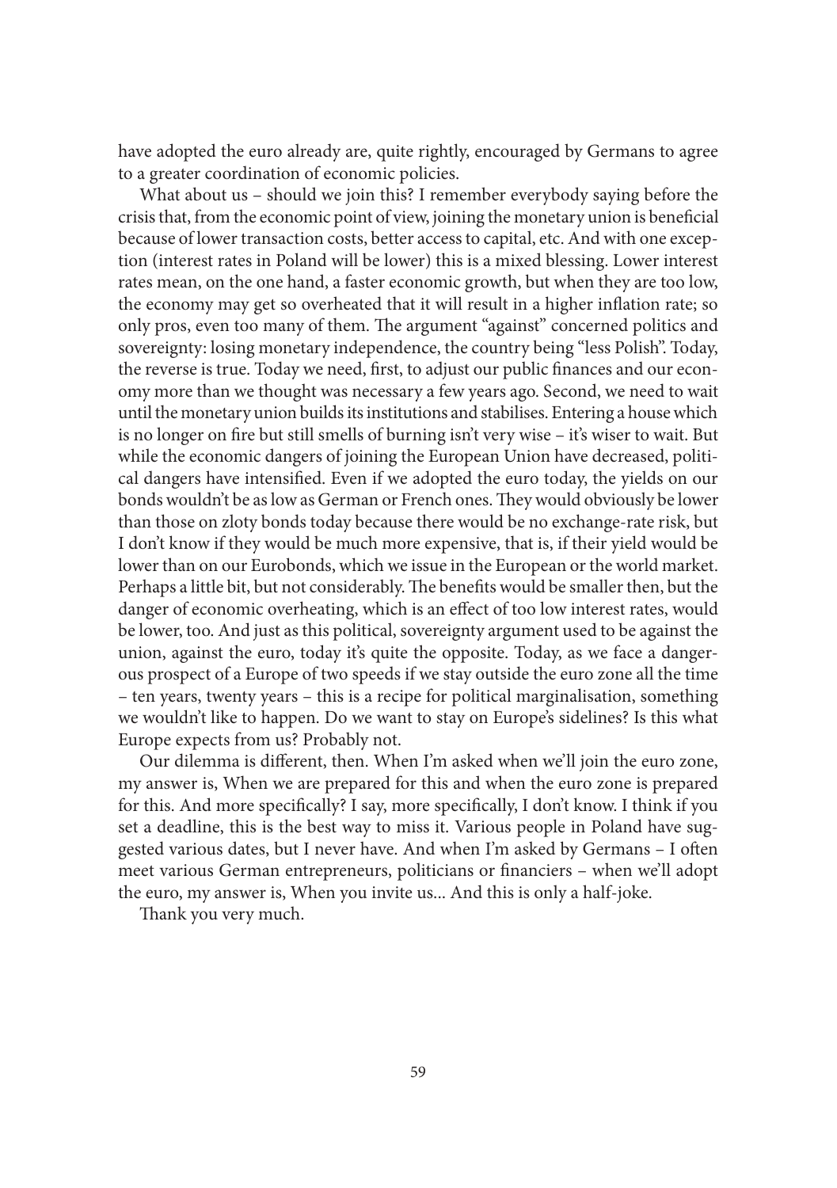have adopted the euro already are, quite rightly, encouraged by Germans to agree to a greater coordination of economic policies.

What about us – should we join this? I remember everybody saying before the crisis that, from the economic point of view, joining the monetary union is beneficial because of lower transaction costs, better access to capital, etc. And with one exception (interest rates in Poland will be lower) this is a mixed blessing. Lower interest rates mean, on the one hand, a faster economic growth, but when they are too low, the economy may get so overheated that it will result in a higher inflation rate; so only pros, even too many of them. The argument "against" concerned politics and sovereignty: losing monetary independence, the country being "less Polish". Today, the reverse is true. Today we need, first, to adjust our public finances and our economy more than we thought was necessary a few years ago. Second, we need to wait until the monetary union builds its institutions and stabilises. Entering a house which is no longer on fire but still smells of burning isn't very wise – it's wiser to wait. But while the economic dangers of joining the European Union have decreased, political dangers have intensified. Even if we adopted the euro today, the yields on our bonds wouldn't be as low as German or French ones. They would obviously be lower than those on zloty bonds today because there would be no exchange-rate risk, but I don't know if they would be much more expensive, that is, if their yield would be lower than on our Eurobonds, which we issue in the European or the world market. Perhaps a little bit, but not considerably. The benefits would be smaller then, but the danger of economic overheating, which is an effect of too low interest rates, would be lower, too. And just as this political, sovereignty argument used to be against the union, against the euro, today it's quite the opposite. Today, as we face a dangerous prospect of a Europe of two speeds if we stay outside the euro zone all the time – ten years, twenty years – this is a recipe for political marginalisation, something we wouldn't like to happen. Do we want to stay on Europe's sidelines? Is this what Europe expects from us? Probably not.

Our dilemma is different, then. When I'm asked when we'll join the euro zone, my answer is, When we are prepared for this and when the euro zone is prepared for this. And more specifically? I say, more specifically, I don't know. I think if you set a deadline, this is the best way to miss it. Various people in Poland have suggested various dates, but I never have. And when I'm asked by Germans – I often meet various German entrepreneurs, politicians or financiers – when we'll adopt the euro, my answer is, When you invite us... And this is only a half-joke.

Thank you very much.